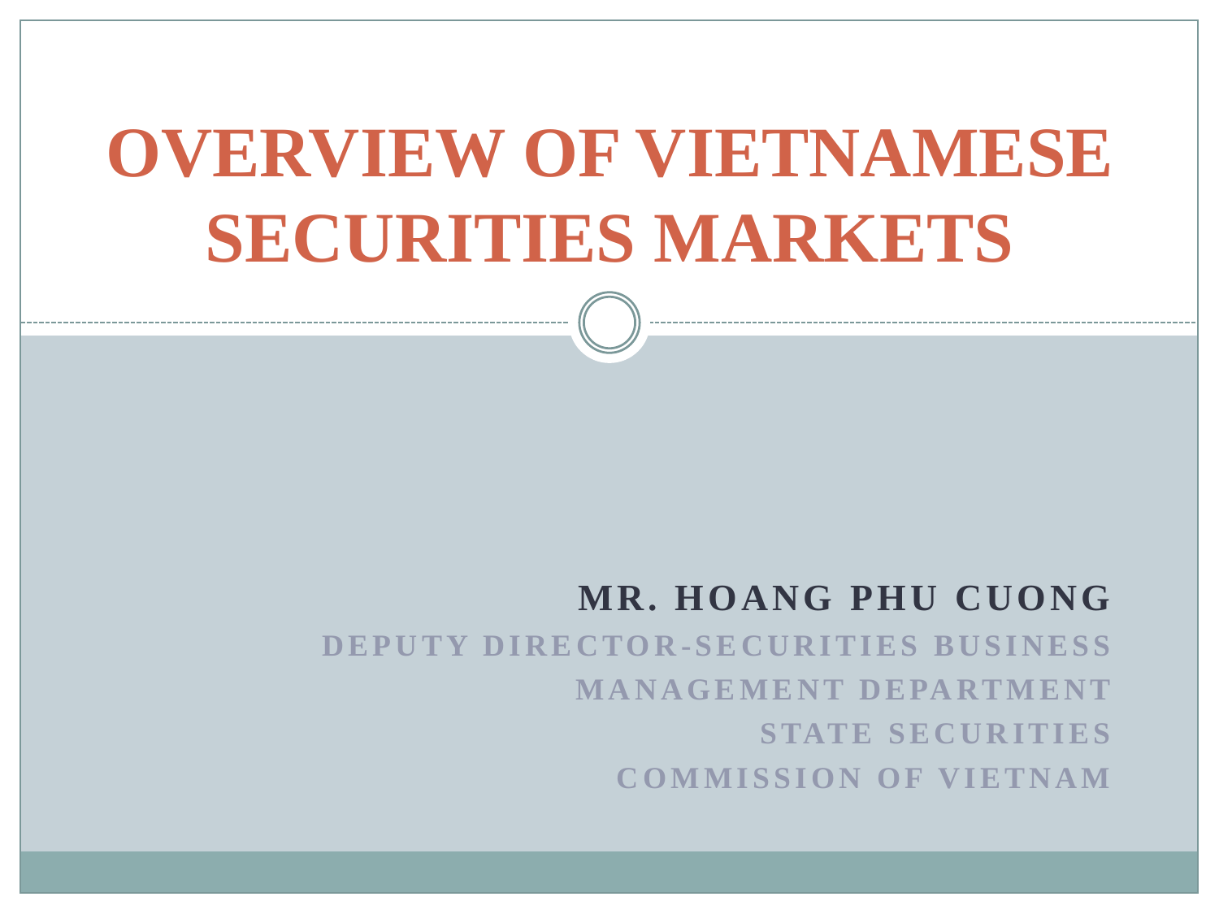# OVERVIEW OF VIETNAMESE SECURITIES MARKETS

**MR. HOANG PHU CUONG**

DEPUTY DIRECTOR-SECURITIES BUSINESS MANAGEMENT DEPARTMENT

STATE SECURITIES COMMISSION OF VIETNAM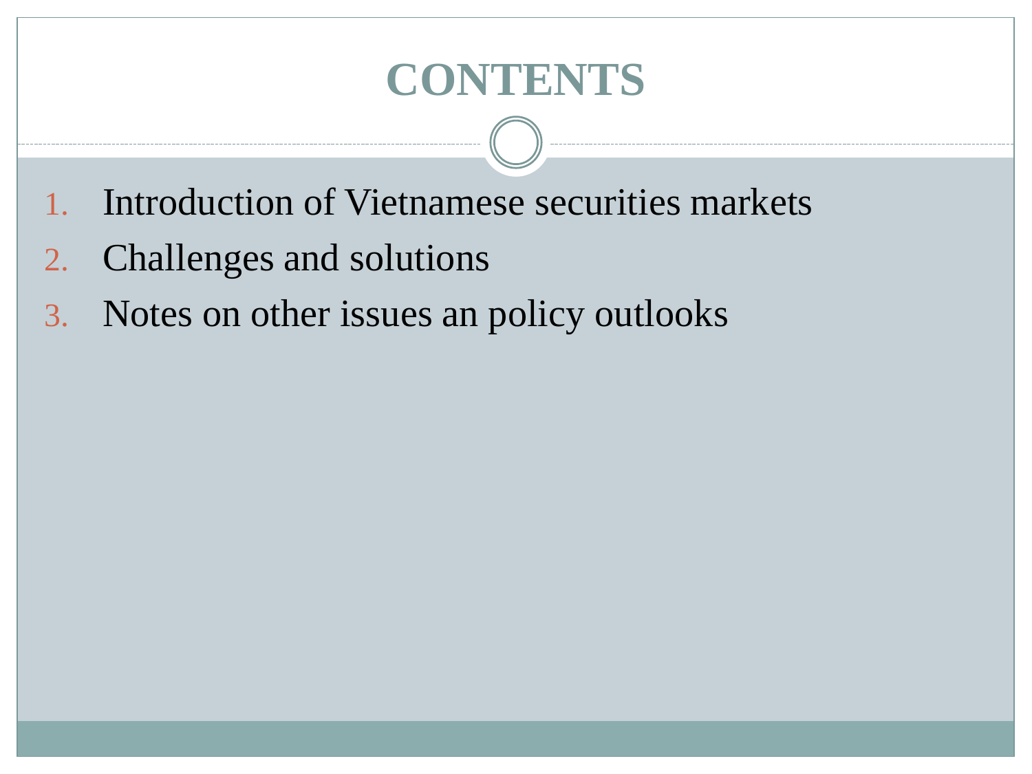# CONTENTS

1. Introduction of Vietnamese securities markets
2. Challenges and solutions
3. Notes on other issues an policy outlooks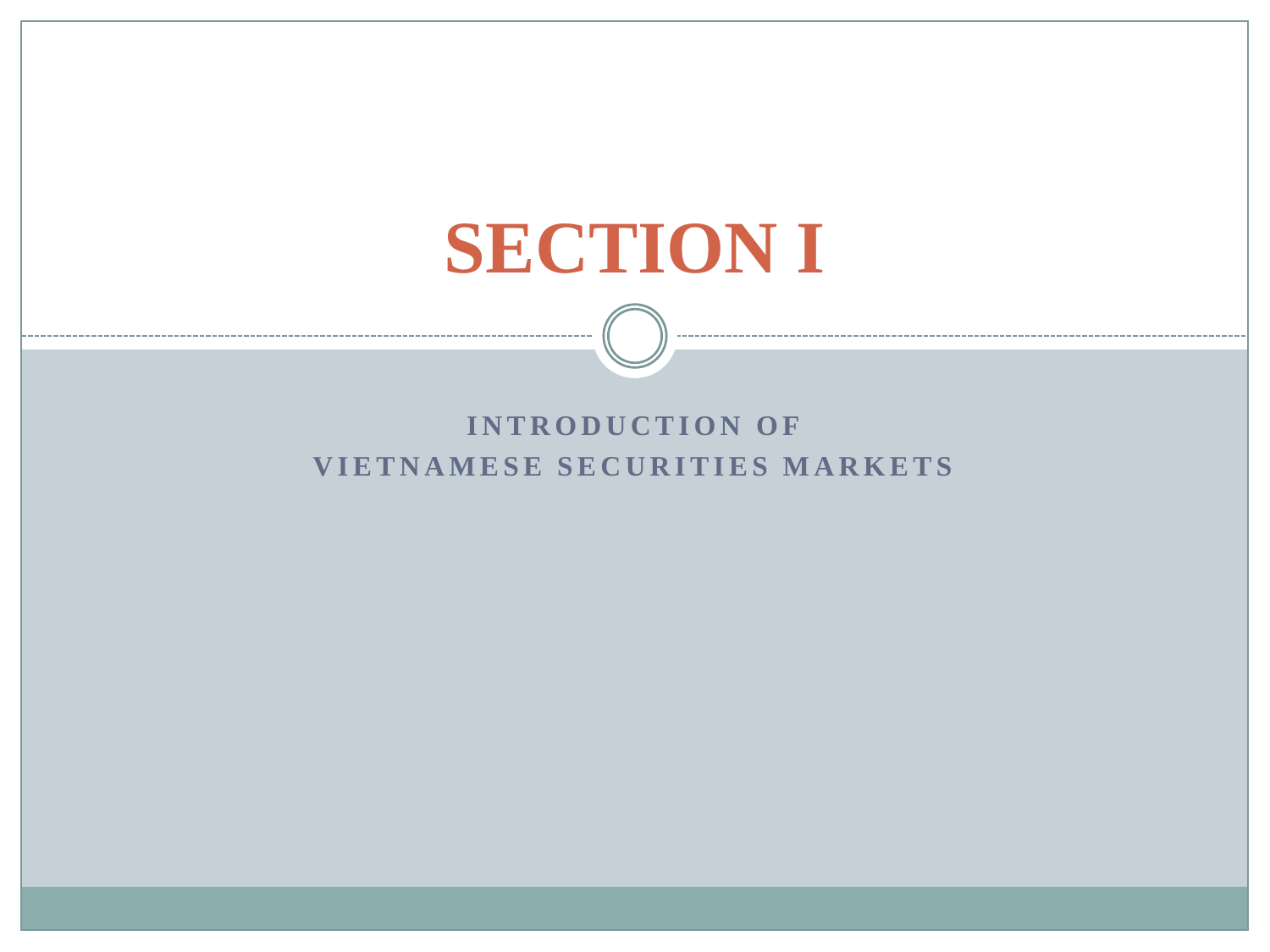# SECTION I

**INTRODUCTION OF VIETNAMESE SECURITIES MARKETS**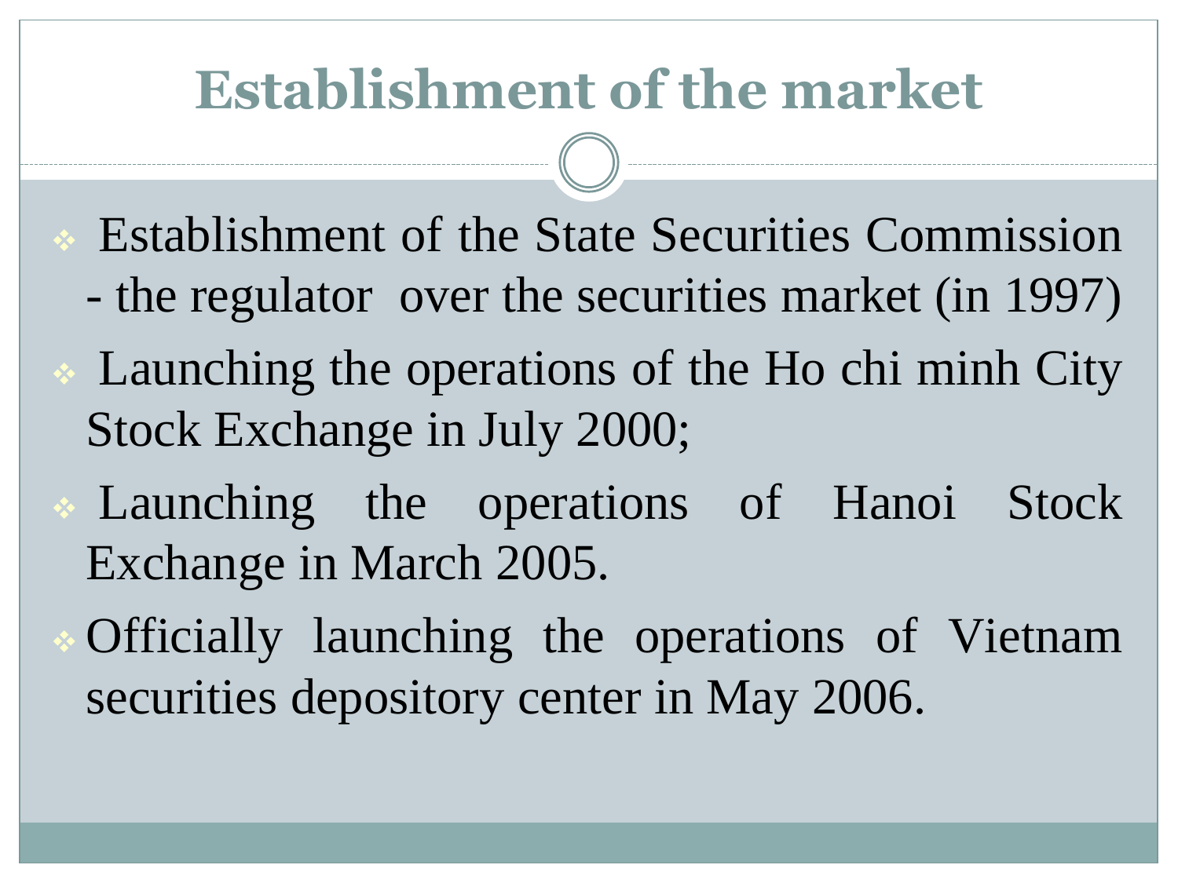# Establishment of the market

- Establishment of the State Securities Commission - the regulator  over the securities market (in 1997)
- Launching the operations of the Ho chi minh City Stock Exchange in July 2000;
- Launching the operations of Hanoi Stock Exchange in March 2005.
- Officially launching the operations of Vietnam securities depository center in May 2006.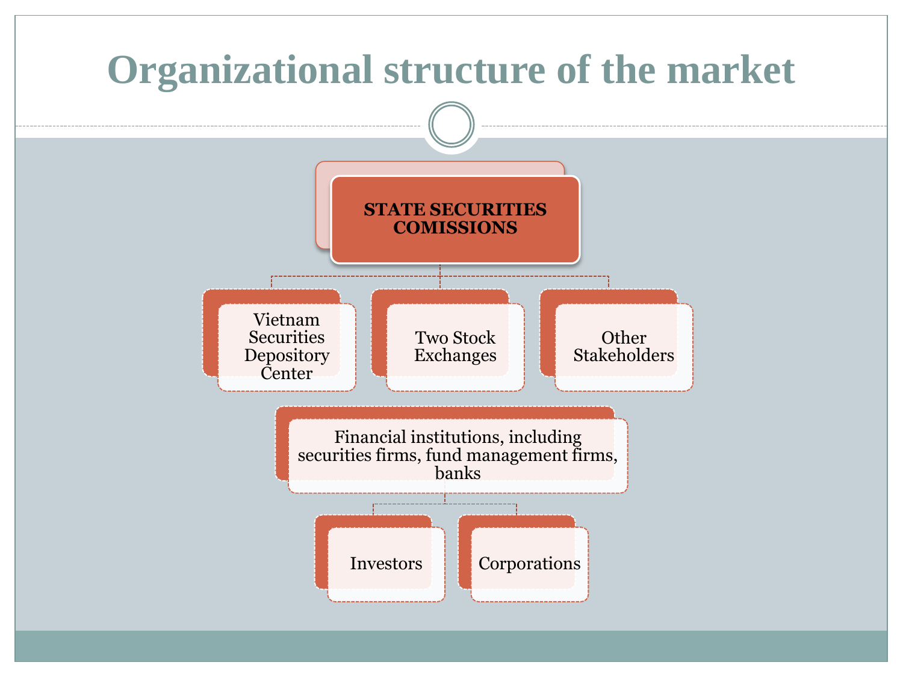# Organizational structure of the market

- **STATE SECURITIES COMISSIONS**
  - Vietnam Securities Depository Center
  - Two Stock Exchanges
  - Other Stakeholders

- Financial institutions, including securities firms, fund management firms, banks
  - Investors
  - Corporations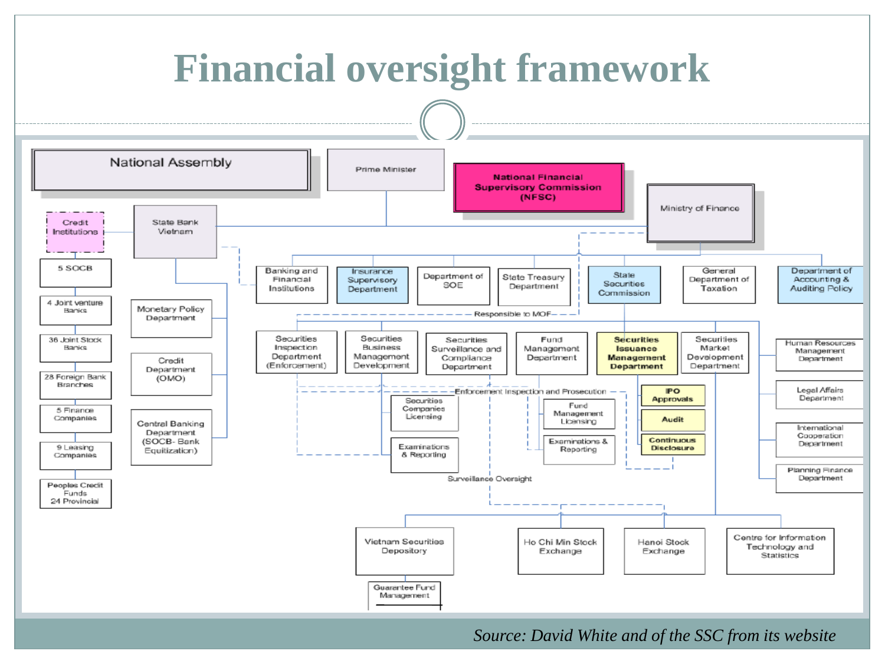# Financial oversight framework

National Assembly

Prime Minister

National Financial Supervisory Commission (NFSC)

Ministry of Finance

State Bank Vietnam

Credit Institutions

- 5 SOCB
- 4 Joint venture Banks
- 36 Joint Stock Banks
- 28 Foreign Bank Branches
- 5 Finance Companies
- 9 Leasing Companies
- Peoples Credit Funds 24 Provincial

- Monetary Policy Department
- Credit Department (OMO)
- Central Banking Department (SOCB- Bank Equitization)

Ministry of Finance departments:

- Banking and Financial Institutions
- Insurance Supervisory Department
- Department of SOE
- State Treasury Department
- State Securities Commission
- General Department of Taxation
- Department of Accounting & Auditing Policy

Responsible to MOF

State Securities Commission:

- Securities Inspection Department (Enforcement)
- Securities Business Management Development
  - Securities Companies Licensing
  - Examinations & Reporting
- Securities Surveillance and Compliance Department
- Fund Management Department
  - Fund Management Licensing
  - Examinations & Reporting
- **Securities Issuance Management Department**
  - **IPO Approvals**
  - **Audit**
  - **Continuous Disclosure**
- Securities Market Development Department
- Human Resources Management Department
- Legal Affairs Department
- International Cooperation Department
- Planning Finance Department

Enforcement Inspection and Prosecution

Surveillance Oversight

- Vietnam Securities Depository
  - Guarantee Fund Management
- Ho Chi Min Stock Exchange
- Hanoi Stock Exchange
- Centre for Information Technology and Statistics

*Source: David White and of the SSC from its website*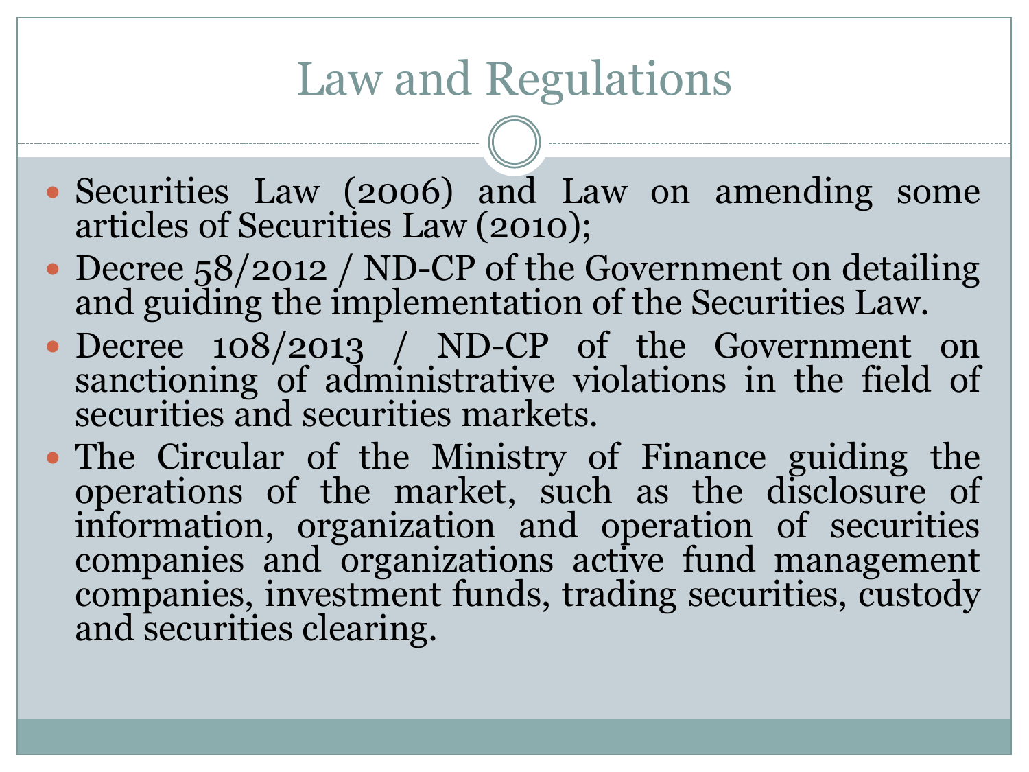# Law and Regulations

- Securities Law (2006) and Law on amending some articles of Securities Law (2010);
- Decree 58/2012 / ND-CP of the Government on detailing and guiding the implementation of the Securities Law.
- Decree 108/2013 / ND-CP of the Government on sanctioning of administrative violations in the field of securities and securities markets.
- The Circular of the Ministry of Finance guiding the operations of the market, such as the disclosure of information, organization and operation of securities companies and organizations active fund management companies, investment funds, trading securities, custody and securities clearing.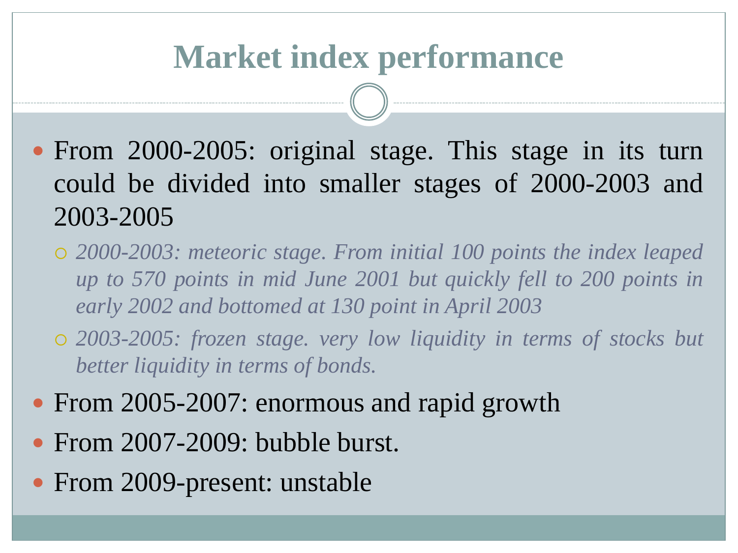# Market index performance

- From 2000-2005: original stage. This stage in its turn could be divided into smaller stages of 2000-2003 and 2003-2005
  - *2000-2003: meteoric stage. From initial 100 points the index leaped up to 570 points in mid June 2001 but quickly fell to 200 points in early 2002 and bottomed at 130 point in April 2003*
  - *2003-2005: frozen stage. very low liquidity in terms of stocks but better liquidity in terms of bonds.*
- From 2005-2007: enormous and rapid growth
- From 2007-2009: bubble burst.
- From 2009-present: unstable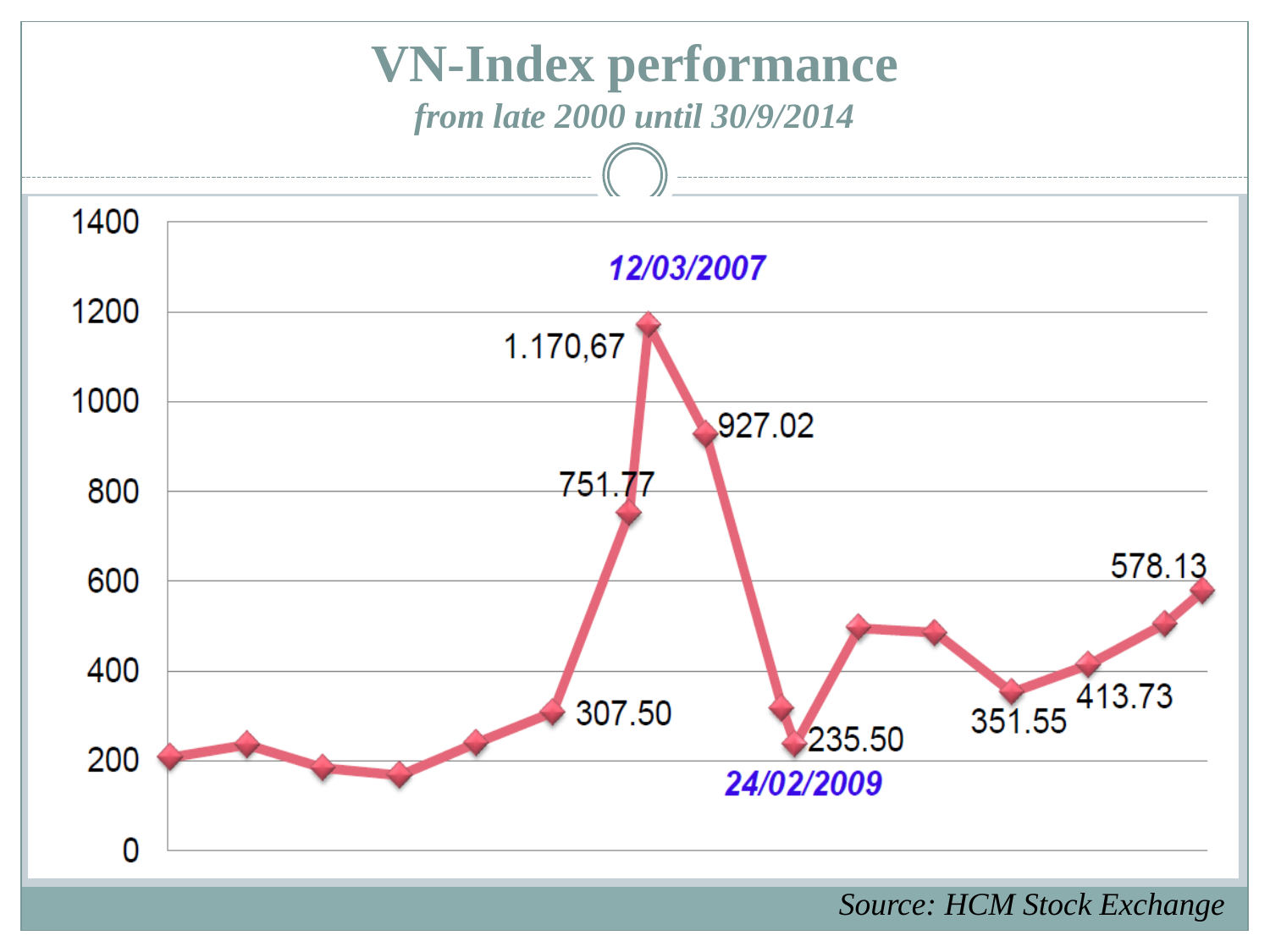# VN-Index performance

*from late 2000 until 30/9/2014*

| Point | Value | Date label |
|---|---|---|
| Peak | 1.170,67 | 12/03/2007 |
| | 751.77 | |
| | 927.02 | |
| | 307.50 | |
| Trough | 235.50 | 24/02/2009 |
| | 351.55 | |
| | 413.73 | |
| Latest | 578.13 | |

*Source: HCM Stock Exchange*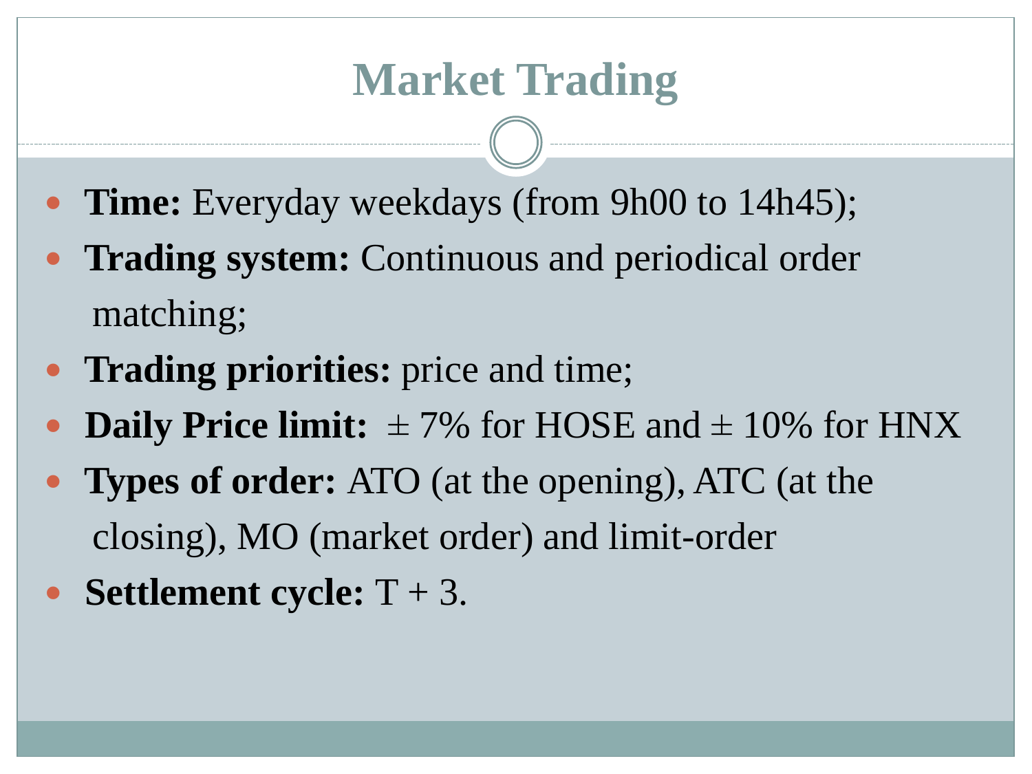# Market Trading

- **Time:** Everyday weekdays (from 9h00 to 14h45);
- **Trading system:** Continuous and periodical order matching;
- **Trading priorities:** price and time;
- **Daily Price limit:** ± 7% for HOSE and ± 10% for HNX
- **Types of order:** ATO (at the opening), ATC (at the closing), MO (market order) and limit-order
- **Settlement cycle:** T + 3.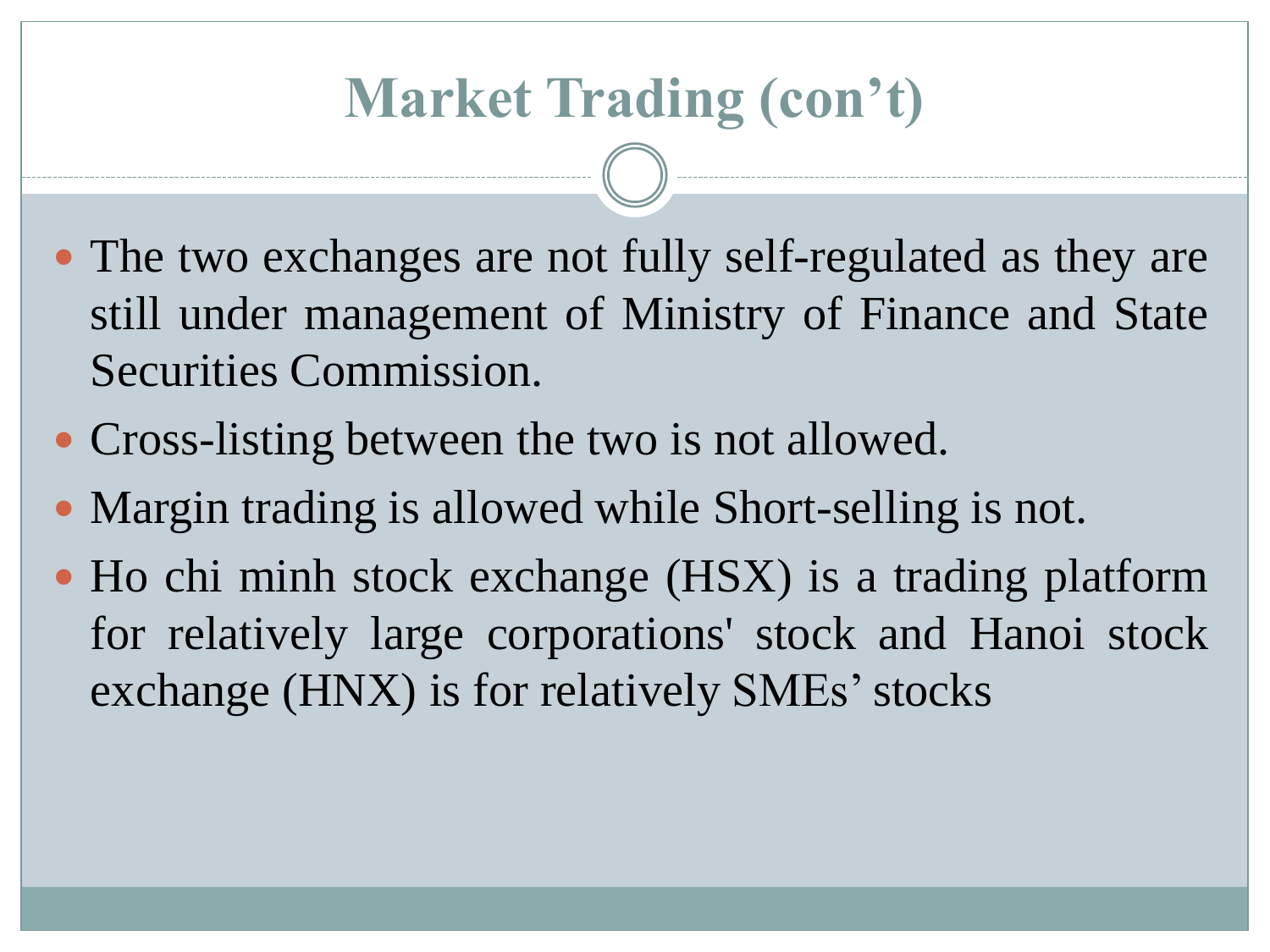# Market Trading (con’t)

- The two exchanges are not fully self-regulated as they are still under management of Ministry of Finance and State Securities Commission.
- Cross-listing between the two is not allowed.
- Margin trading is allowed while Short-selling is not.
- Ho chi minh stock exchange (HSX) is a trading platform for relatively large corporations' stock and Hanoi stock exchange (HNX) is for relatively SMEs’ stocks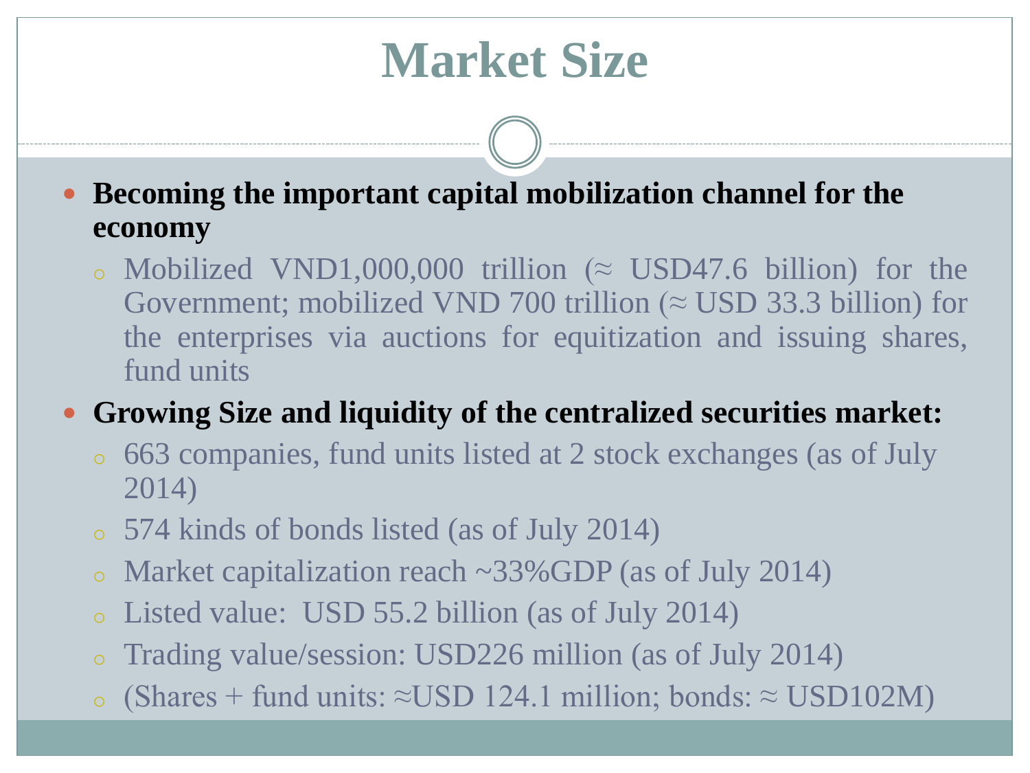# Market Size

- **Becoming the important capital mobilization channel for the economy**
  - Mobilized VND1,000,000 trillion (≈ USD47.6 billion) for the Government; mobilized VND 700 trillion (≈ USD 33.3 billion) for the enterprises via auctions for equitization and issuing shares, fund units
- **Growing Size and liquidity of the centralized securities market:**
  - 663 companies, fund units listed at 2 stock exchanges (as of July 2014)
  - 574 kinds of bonds listed (as of July 2014)
  - Market capitalization reach ~33%GDP (as of July 2014)
  - Listed value: USD 55.2 billion (as of July 2014)
  - Trading value/session: USD226 million (as of July 2014)
  - (Shares + fund units: ≈USD 124.1 million; bonds: ≈ USD102M)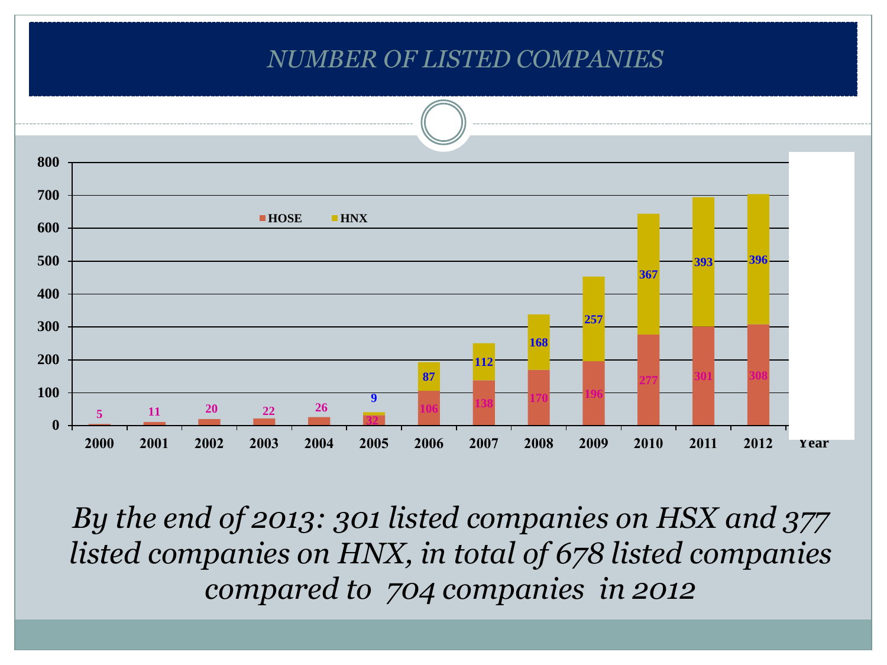# NUMBER OF LISTED COMPANIES

| Year | HOSE | HNX |
|---|---|---|
| 2000 | 5 | |
| 2001 | 11 | |
| 2002 | 20 | |
| 2003 | 22 | |
| 2004 | 26 | |
| 2005 | 32 | 9 |
| 2006 | 106 | 87 |
| 2007 | 138 | 112 |
| 2008 | 170 | 168 |
| 2009 | 196 | 257 |
| 2010 | 277 | 367 |
| 2011 | 301 | 393 |
| 2012 | 308 | 396 |

*By the end of 2013: 301 listed companies on HSX and 377 listed companies on HNX, in total of 678 listed companies compared to 704 companies in 2012*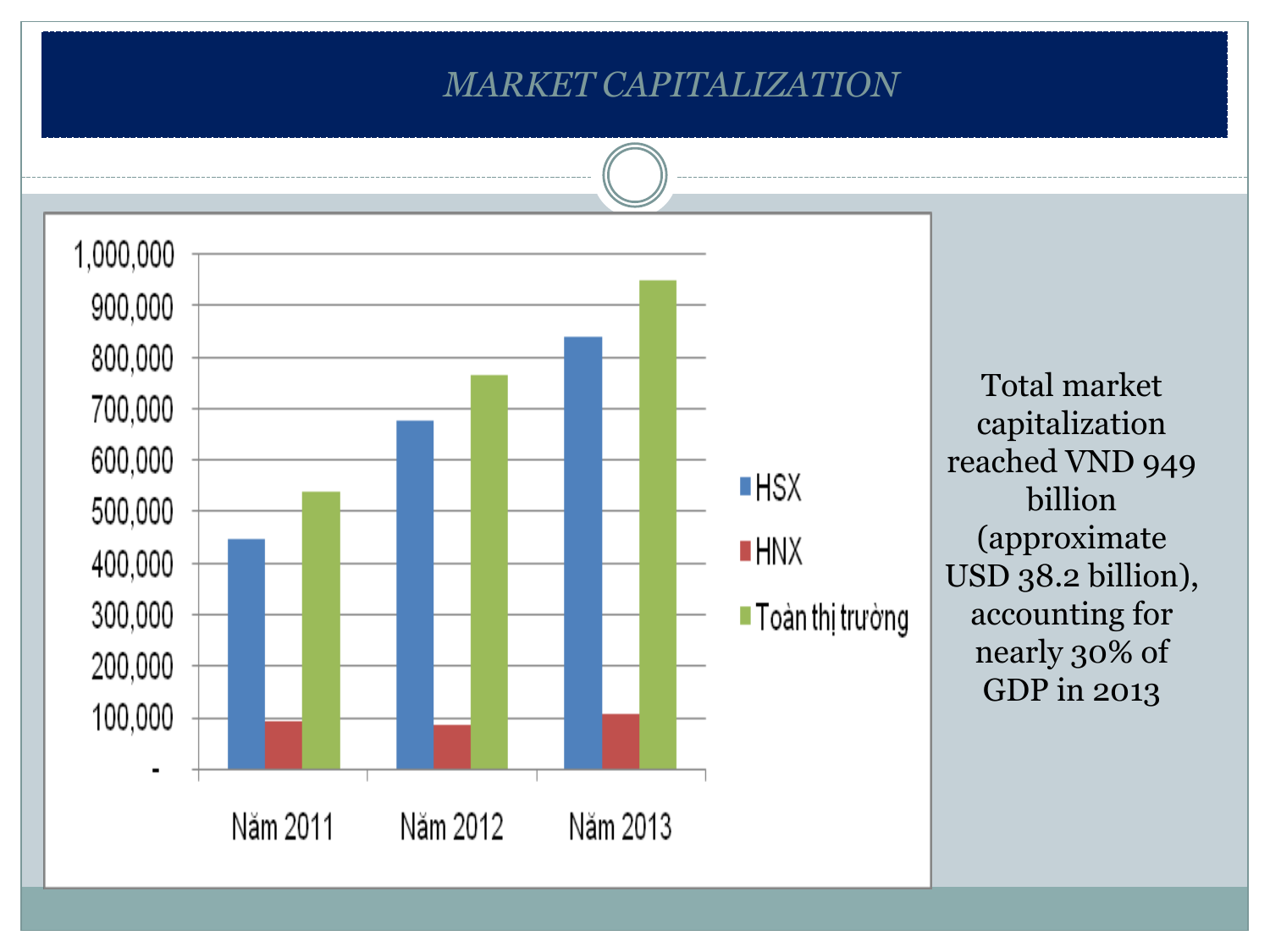# MARKET CAPITALIZATION

Total market capitalization reached VND 949 billion (approximate USD 38.2 billion), accounting for nearly 30% of GDP in 2013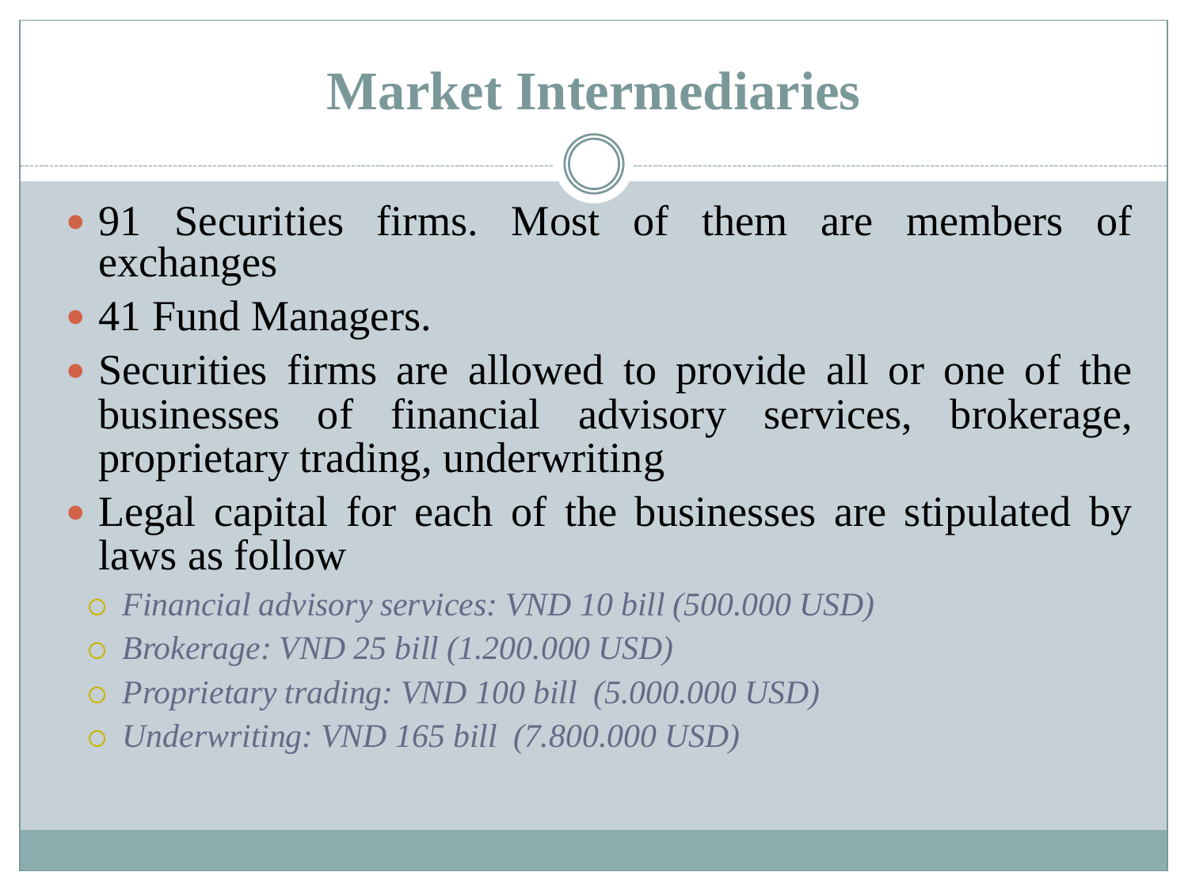# Market Intermediaries

- 91 Securities firms. Most of them are members of exchanges
- 41 Fund Managers.
- Securities firms are allowed to provide all or one of the businesses of financial advisory services, brokerage, proprietary trading, underwriting
- Legal capital for each of the businesses are stipulated by laws as follow
  - *Financial advisory services: VND 10 bill (500.000 USD)*
  - *Brokerage: VND 25 bill (1.200.000 USD)*
  - *Proprietary trading: VND 100 bill (5.000.000 USD)*
  - *Underwriting: VND 165 bill (7.800.000 USD)*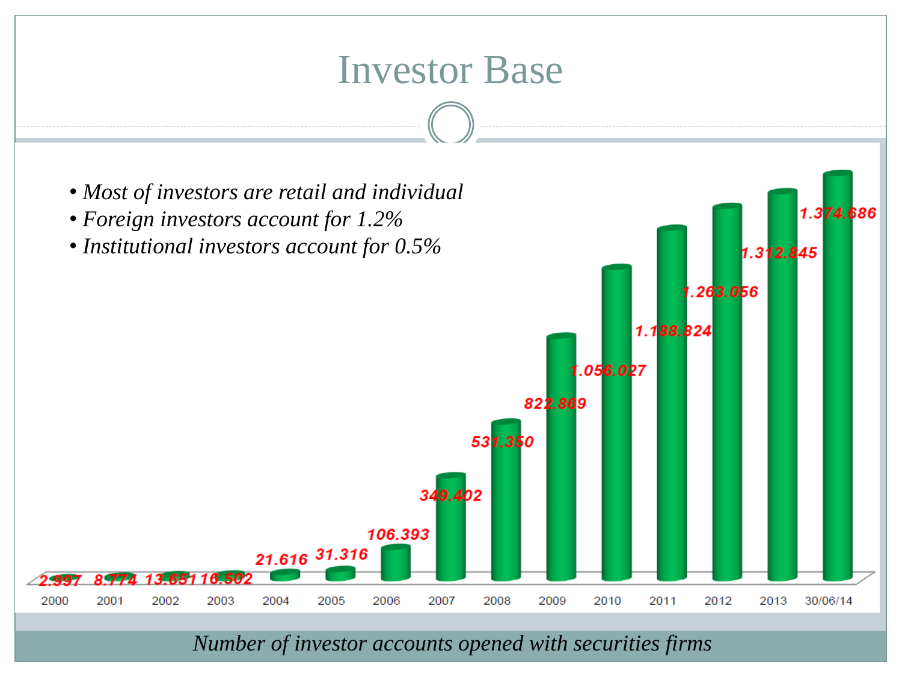# Investor Base

- *Most of investors are retail and individual*
- *Foreign investors account for 1.2%*
- *Institutional investors account for 0.5%*

| Year | Number of accounts |
|---|---|
| 2000 | 2.997 |
| 2001 | 8.774 |
| 2002 | 13.651 |
| 2003 | 16.502 |
| 2004 | 21.616 |
| 2005 | 31.316 |
| 2006 | 106.393 |
| 2007 | 349.402 |
| 2008 | 531.350 |
| 2009 | 822.869 |
| 2010 | 1.056.027 |
| 2011 | 1.188.824 |
| 2012 | 1.263.056 |
| 2013 | 1.312.845 |
| 30/06/14 | 1.374.686 |

*Number of investor accounts opened with securities firms*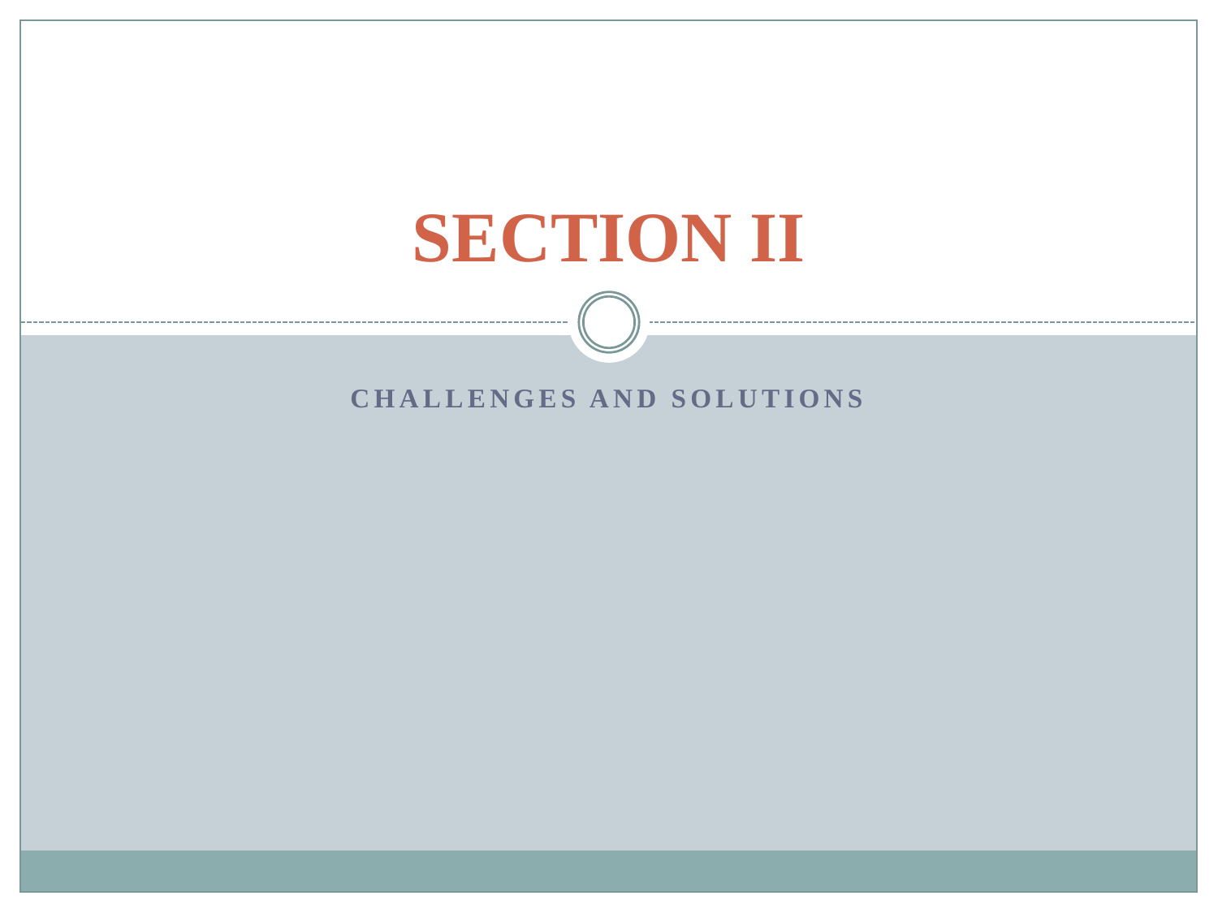# SECTION II

## CHALLENGES AND SOLUTIONS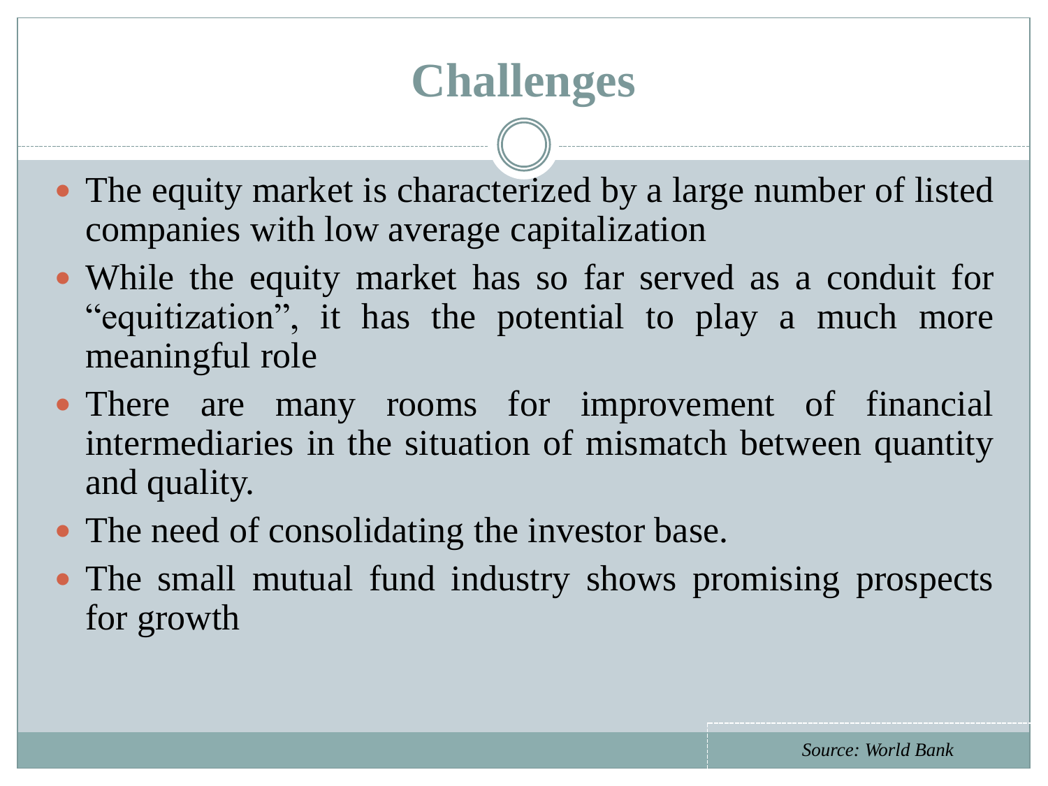# Challenges

- The equity market is characterized by a large number of listed companies with low average capitalization
- While the equity market has so far served as a conduit for "equitization", it has the potential to play a much more meaningful role
- There are many rooms for improvement of financial intermediaries in the situation of mismatch between quantity and quality.
- The need of consolidating the investor base.
- The small mutual fund industry shows promising prospects for growth

*Source: World Bank*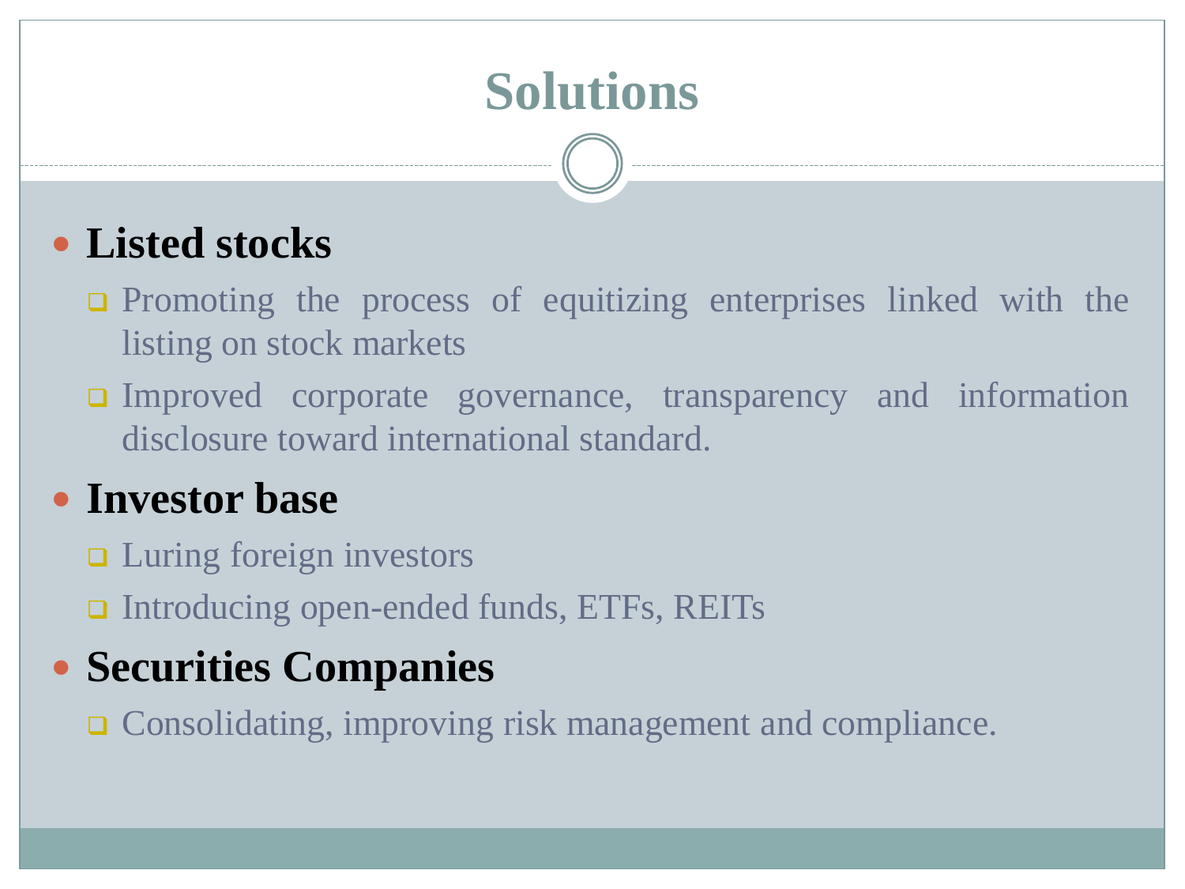# Solutions

- **Listed stocks**
  - Promoting the process of equitizing enterprises linked with the listing on stock markets
  - Improved corporate governance, transparency and information disclosure toward international standard.
- **Investor base**
  - Luring foreign investors
  - Introducing open-ended funds, ETFs, REITs
- **Securities Companies**
  - Consolidating, improving risk management and compliance.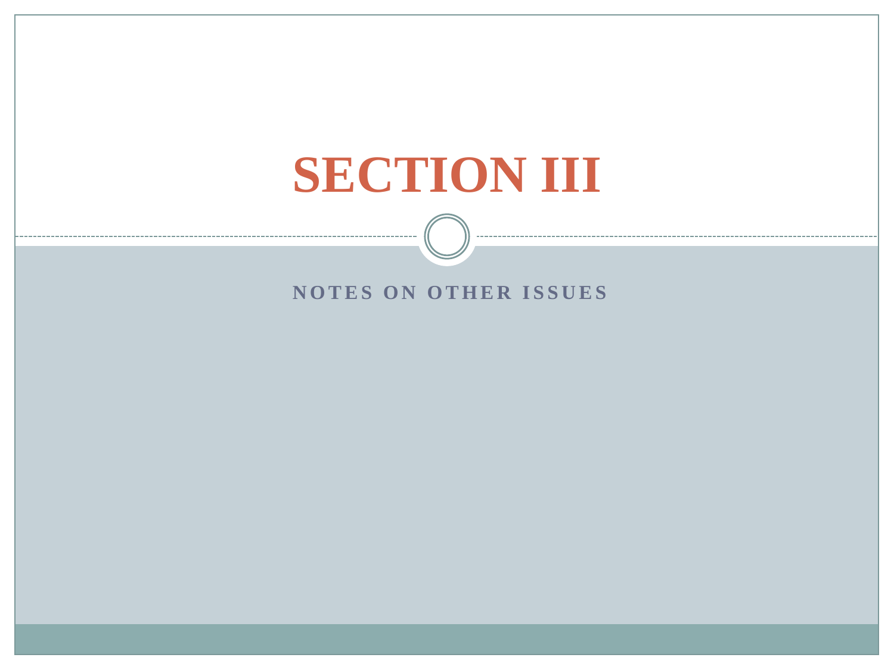# SECTION III

## NOTES ON OTHER ISSUES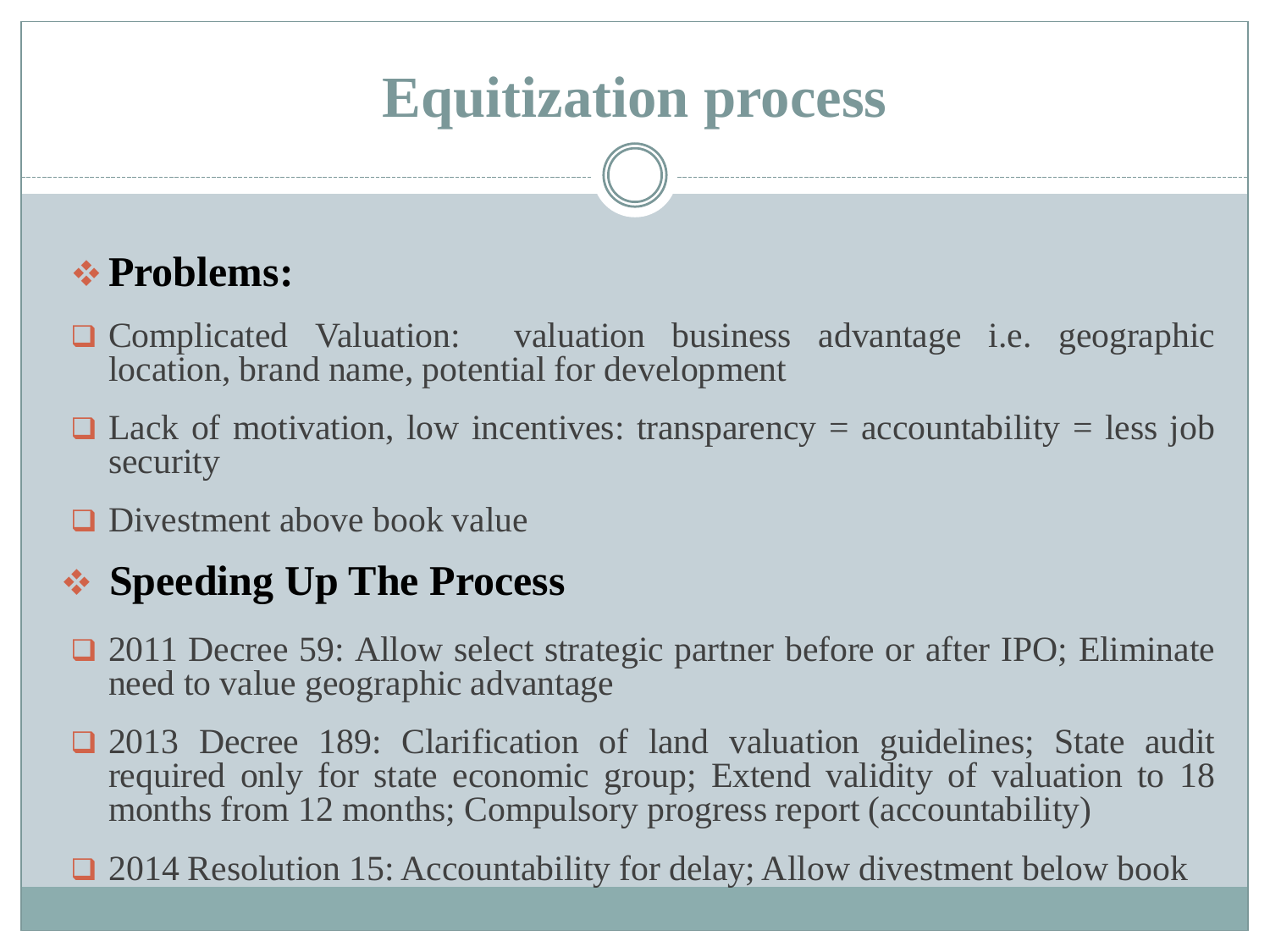# Equitization process

## Problems:

- Complicated Valuation: valuation business advantage i.e. geographic location, brand name, potential for development
- Lack of motivation, low incentives: transparency = accountability = less job security
- Divestment above book value

## Speeding Up The Process

- 2011 Decree 59: Allow select strategic partner before or after IPO; Eliminate need to value geographic advantage
- 2013 Decree 189: Clarification of land valuation guidelines; State audit required only for state economic group; Extend validity of valuation to 18 months from 12 months; Compulsory progress report (accountability)
- 2014 Resolution 15: Accountability for delay; Allow divestment below book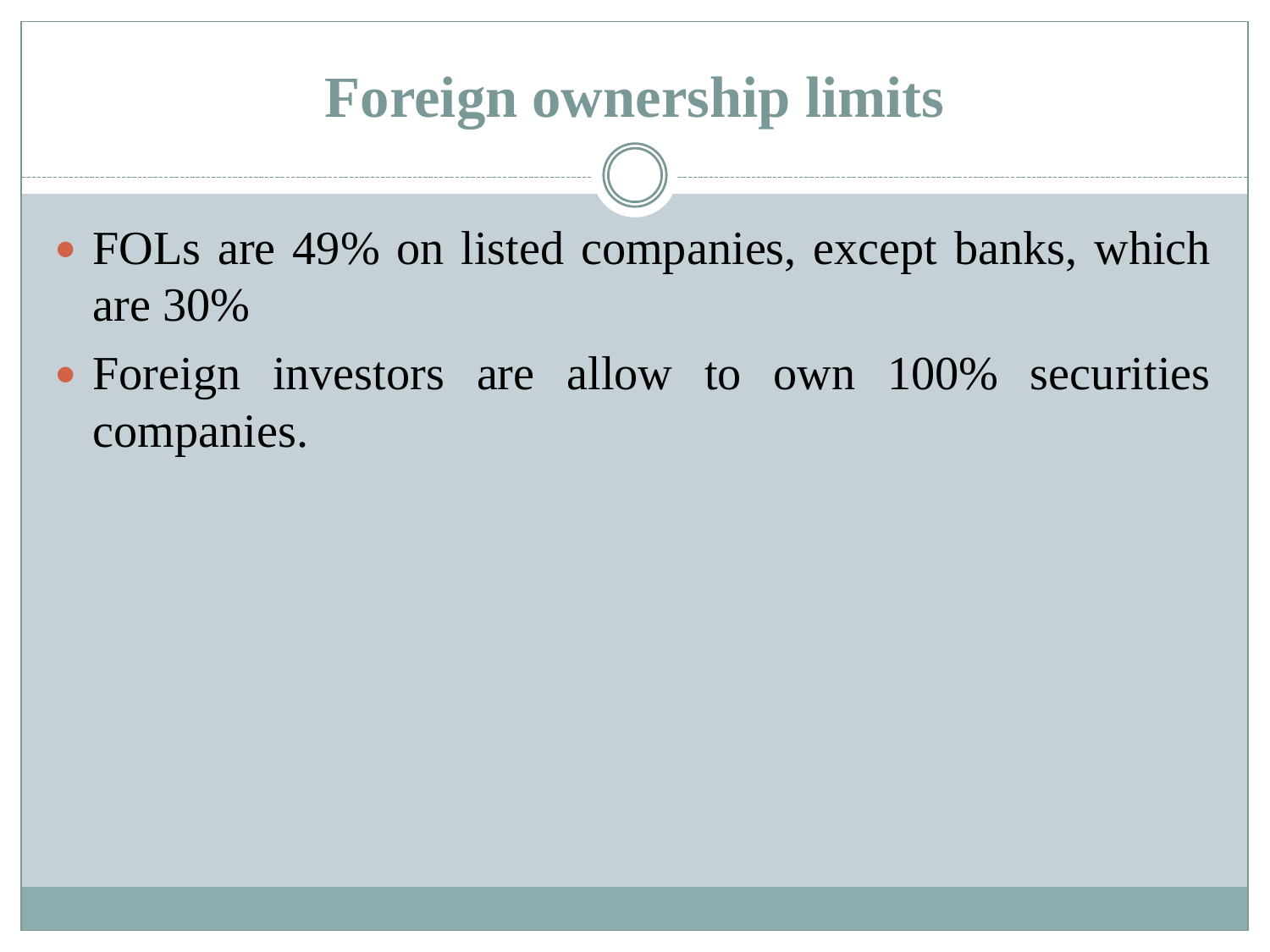# Foreign ownership limits

- FOLs are 49% on listed companies, except banks, which are 30%
- Foreign investors are allow to own 100% securities companies.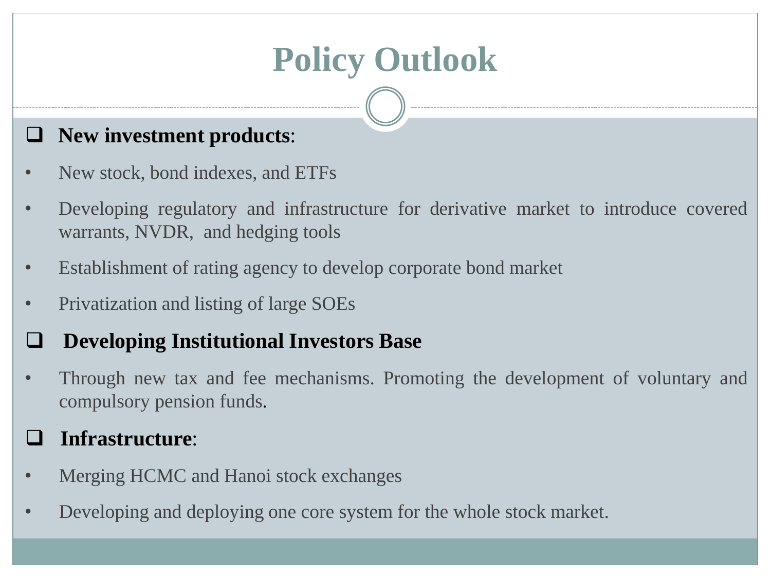# Policy Outlook

- **New investment products**:
  - New stock, bond indexes, and ETFs
  - Developing regulatory and infrastructure for derivative market to introduce covered warrants, NVDR, and hedging tools
  - Establishment of rating agency to develop corporate bond market
  - Privatization and listing of large SOEs
- **Developing Institutional Investors Base**
  - Through new tax and fee mechanisms. Promoting the development of voluntary and compulsory pension funds.
- **Infrastructure**:
  - Merging HCMC and Hanoi stock exchanges
  - Developing and deploying one core system for the whole stock market.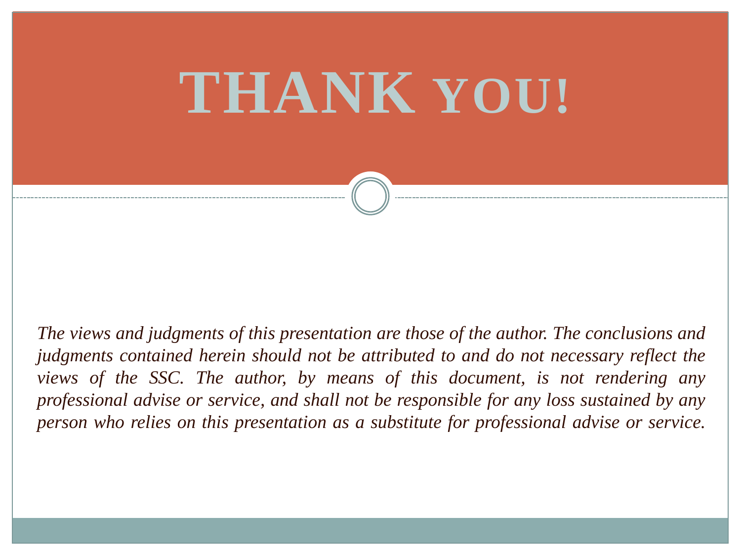# THANK YOU!

*The views and judgments of this presentation are those of the author. The conclusions and judgments contained herein should not be attributed to and do not necessary reflect the views of the SSC. The author, by means of this document, is not rendering any professional advise or service, and shall not be responsible for any loss sustained by any person who relies on this presentation as a substitute for professional advise or service.*